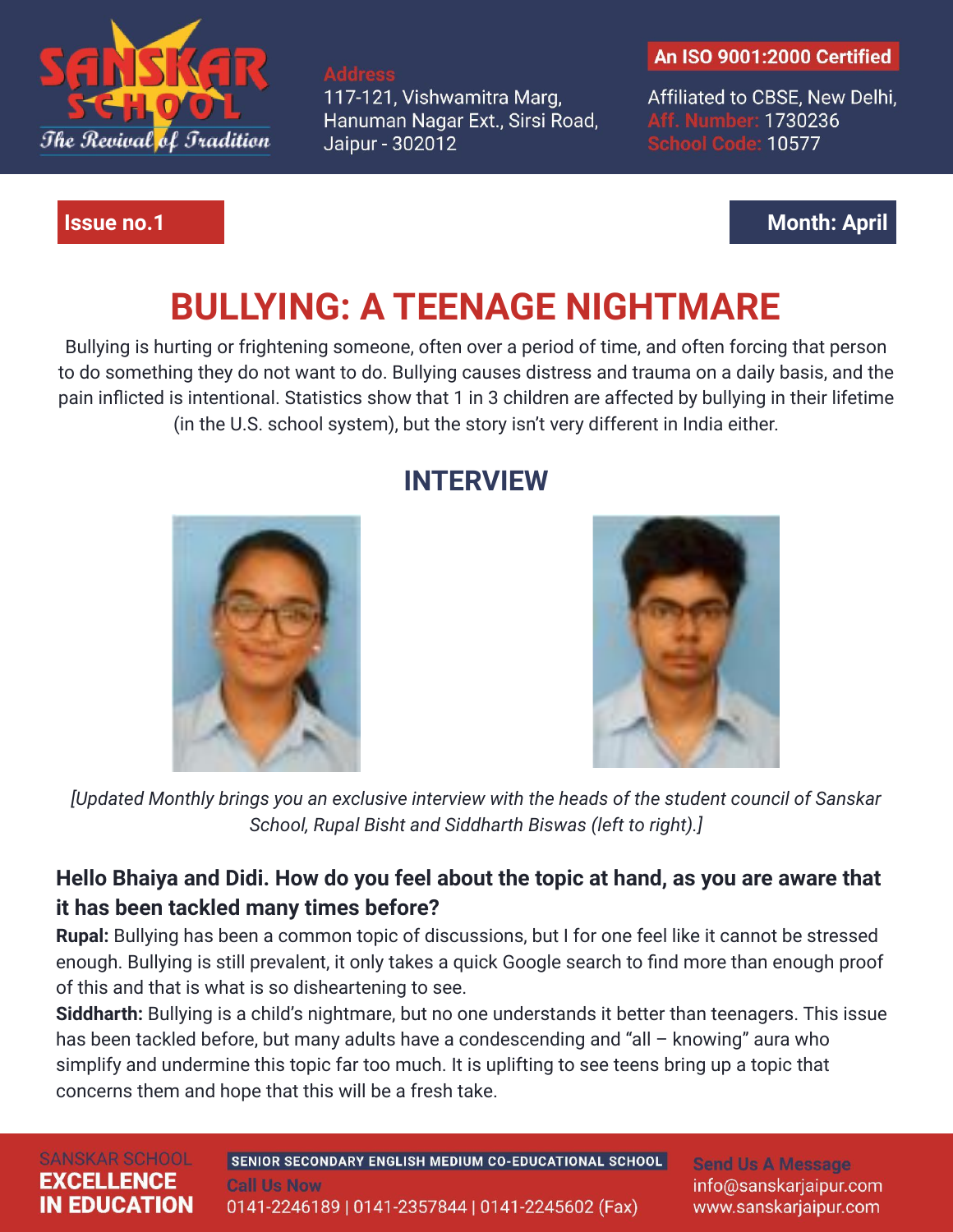# SANSKAR SCHOOL

*The Revival of Tradition*

**Address**
117-121, Vishwamitra Marg,
Hanuman Nagar Ext., Sirsi Road,
Jaipur - 302012

**An ISO 9001:2000 Certified**

Affiliated to CBSE, New Delhi,
**Aff. Number:** 1730236
**School Code:** 10577

**Issue no.1** | **Month: April**

# BULLYING: A TEENAGE NIGHTMARE

Bullying is hurting or frightening someone, often over a period of time, and often forcing that person to do something they do not want to do. Bullying causes distress and trauma on a daily basis, and the pain inflicted is intentional. Statistics show that 1 in 3 children are affected by bullying in their lifetime (in the U.S. school system), but the story isn't very different in India either.

## INTERVIEW

*[Updated Monthly brings you an exclusive interview with the heads of the student council of Sanskar School, Rupal Bisht and Siddharth Biswas (left to right).]*

**Hello Bhaiya and Didi. How do you feel about the topic at hand, as you are aware that it has been tackled many times before?**

**Rupal:** Bullying has been a common topic of discussions, but I for one feel like it cannot be stressed enough. Bullying is still prevalent, it only takes a quick Google search to find more than enough proof of this and that is what is so disheartening to see.

**Siddharth:** Bullying is a child's nightmare, but no one understands it better than teenagers. This issue has been tackled before, but many adults have a condescending and "all – knowing" aura who simplify and undermine this topic far too much. It is uplifting to see teens bring up a topic that concerns them and hope that this will be a fresh take.

SANSKAR SCHOOL
**EXCELLENCE IN EDUCATION**

SENIOR SECONDARY ENGLISH MEDIUM CO-EDUCATIONAL SCHOOL

**Call Us Now**
0141-2246189 | 0141-2357844 | 0141-2245602 (Fax)

**Send Us A Message**
info@sanskarjaipur.com
www.sanskarjaipur.com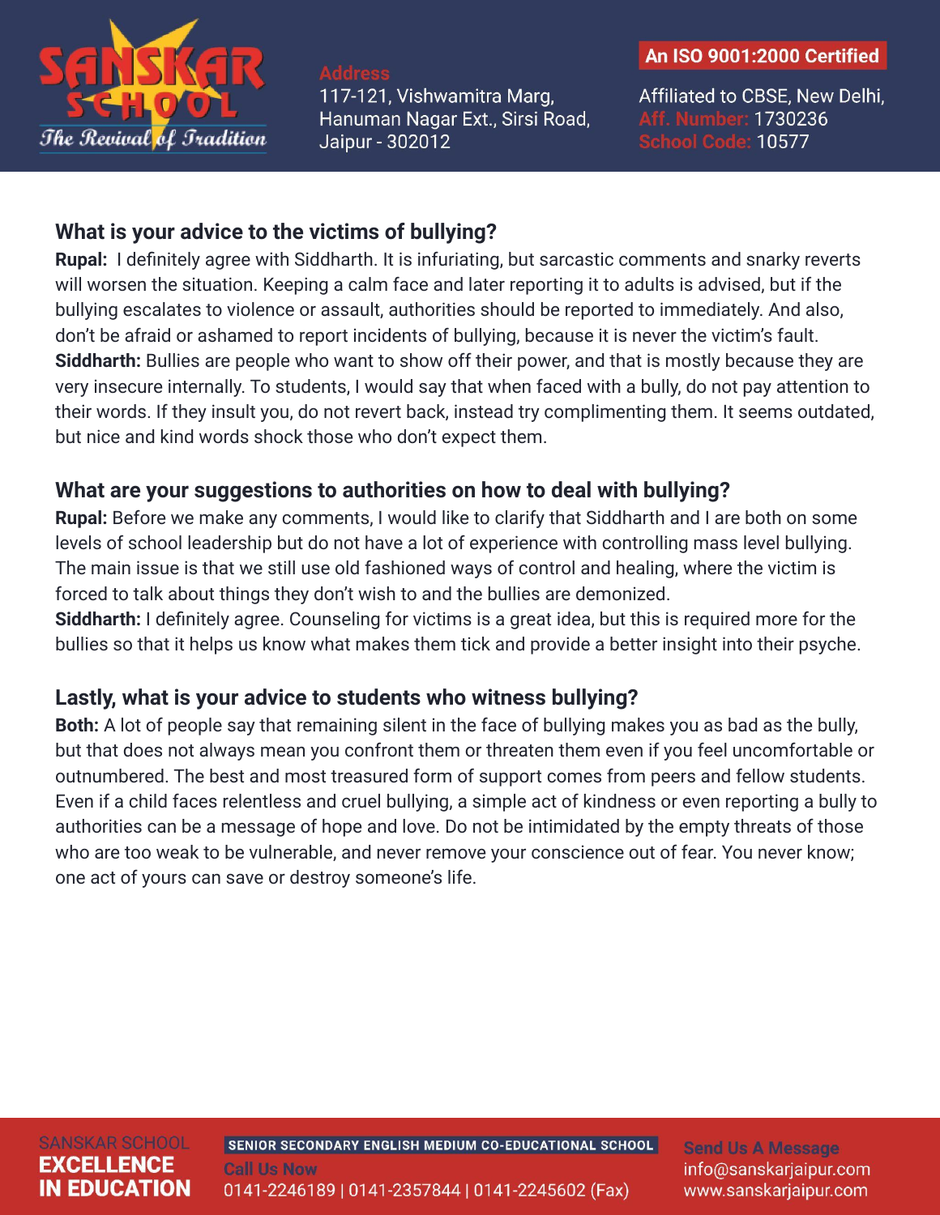### What is your advice to the victims of bullying?

**Rupal:** I definitely agree with Siddharth. It is infuriating, but sarcastic comments and snarky reverts will worsen the situation. Keeping a calm face and later reporting it to adults is advised, but if the bullying escalates to violence or assault, authorities should be reported to immediately. And also, don't be afraid or ashamed to report incidents of bullying, because it is never the victim's fault.

**Siddharth:** Bullies are people who want to show off their power, and that is mostly because they are very insecure internally. To students, I would say that when faced with a bully, do not pay attention to their words. If they insult you, do not revert back, instead try complimenting them. It seems outdated, but nice and kind words shock those who don't expect them.

### What are your suggestions to authorities on how to deal with bullying?

**Rupal:** Before we make any comments, I would like to clarify that Siddharth and I are both on some levels of school leadership but do not have a lot of experience with controlling mass level bullying. The main issue is that we still use old fashioned ways of control and healing, where the victim is forced to talk about things they don't wish to and the bullies are demonized.

**Siddharth:** I definitely agree. Counseling for victims is a great idea, but this is required more for the bullies so that it helps us know what makes them tick and provide a better insight into their psyche.

### Lastly, what is your advice to students who witness bullying?

**Both:** A lot of people say that remaining silent in the face of bullying makes you as bad as the bully, but that does not always mean you confront them or threaten them even if you feel uncomfortable or outnumbered. The best and most treasured form of support comes from peers and fellow students. Even if a child faces relentless and cruel bullying, a simple act of kindness or even reporting a bully to authorities can be a message of hope and love. Do not be intimidated by the empty threats of those who are too weak to be vulnerable, and never remove your conscience out of fear. You never know; one act of yours can save or destroy someone's life.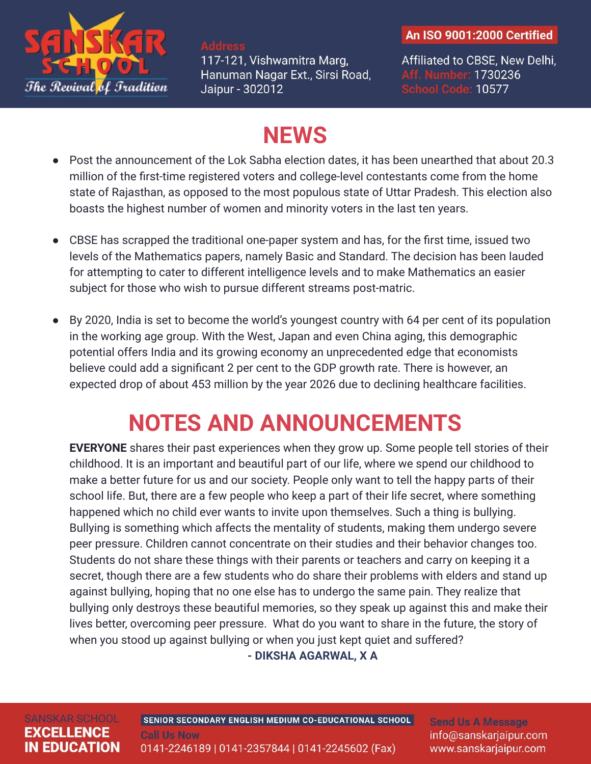# NEWS

- Post the announcement of the Lok Sabha election dates, it has been unearthed that about 20.3 million of the first-time registered voters and college-level contestants come from the home state of Rajasthan, as opposed to the most populous state of Uttar Pradesh. This election also boasts the highest number of women and minority voters in the last ten years.

- CBSE has scrapped the traditional one-paper system and has, for the first time, issued two levels of the Mathematics papers, namely Basic and Standard. The decision has been lauded for attempting to cater to different intelligence levels and to make Mathematics an easier subject for those who wish to pursue different streams post-matric.

- By 2020, India is set to become the world's youngest country with 64 per cent of its population in the working age group. With the West, Japan and even China aging, this demographic potential offers India and its growing economy an unprecedented edge that economists believe could add a significant 2 per cent to the GDP growth rate. There is however, an expected drop of about 453 million by the year 2026 due to declining healthcare facilities.

# NOTES AND ANNOUNCEMENTS

**EVERYONE** shares their past experiences when they grow up. Some people tell stories of their childhood. It is an important and beautiful part of our life, where we spend our childhood to make a better future for us and our society. People only want to tell the happy parts of their school life. But, there are a few people who keep a part of their life secret, where something happened which no child ever wants to invite upon themselves. Such a thing is bullying. Bullying is something which affects the mentality of students, making them undergo severe peer pressure. Children cannot concentrate on their studies and their behavior changes too. Students do not share these things with their parents or teachers and carry on keeping it a secret, though there are a few students who do share their problems with elders and stand up against bullying, hoping that no one else has to undergo the same pain. They realize that bullying only destroys these beautiful memories, so they speak up against this and make their lives better, overcoming peer pressure. What do you want to share in the future, the story of when you stood up against bullying or when you just kept quiet and suffered?

**- DIKSHA AGARWAL, X A**